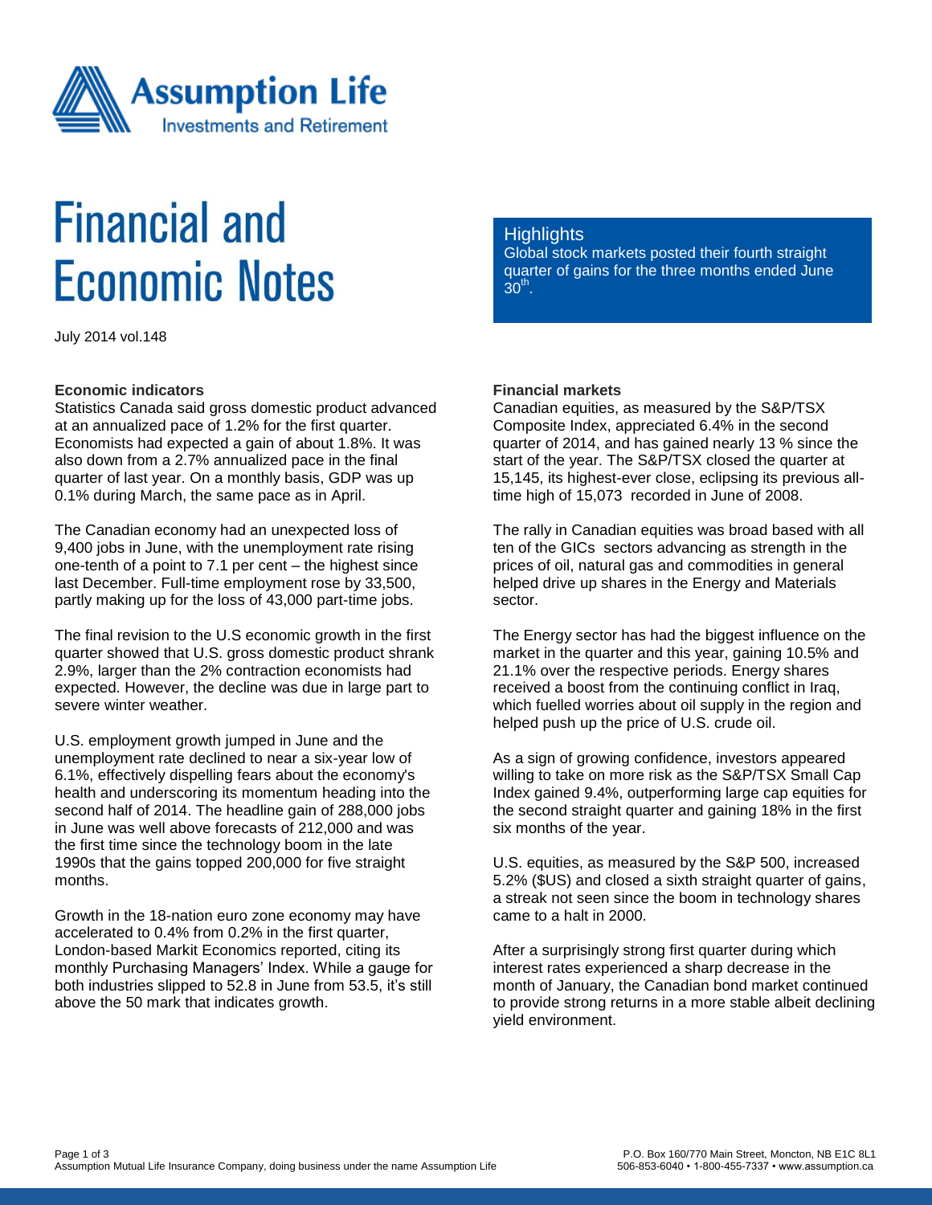# Financial and Economic Notes

July 2014 vol.148

## Highlights

Global stock markets posted their fourth straight quarter of gains for the three months ended June 30th.

**Economic indicators**

Statistics Canada said gross domestic product advanced at an annualized pace of 1.2% for the first quarter. Economists had expected a gain of about 1.8%. It was also down from a 2.7% annualized pace in the final quarter of last year. On a monthly basis, GDP was up 0.1% during March, the same pace as in April.

The Canadian economy had an unexpected loss of 9,400 jobs in June, with the unemployment rate rising one-tenth of a point to 7.1 per cent – the highest since last December. Full-time employment rose by 33,500, partly making up for the loss of 43,000 part-time jobs.

The final revision to the U.S economic growth in the first quarter showed that U.S. gross domestic product shrank 2.9%, larger than the 2% contraction economists had expected. However, the decline was due in large part to severe winter weather.

U.S. employment growth jumped in June and the unemployment rate declined to near a six-year low of 6.1%, effectively dispelling fears about the economy's health and underscoring its momentum heading into the second half of 2014. The headline gain of 288,000 jobs in June was well above forecasts of 212,000 and was the first time since the technology boom in the late 1990s that the gains topped 200,000 for five straight months.

Growth in the 18-nation euro zone economy may have accelerated to 0.4% from 0.2% in the first quarter, London-based Markit Economics reported, citing its monthly Purchasing Managers' Index. While a gauge for both industries slipped to 52.8 in June from 53.5, it's still above the 50 mark that indicates growth.

**Financial markets**

Canadian equities, as measured by the S&P/TSX Composite Index, appreciated 6.4% in the second quarter of 2014, and has gained nearly 13 % since the start of the year. The S&P/TSX closed the quarter at 15,145, its highest-ever close, eclipsing its previous all-time high of 15,073 recorded in June of 2008.

The rally in Canadian equities was broad based with all ten of the GICs sectors advancing as strength in the prices of oil, natural gas and commodities in general helped drive up shares in the Energy and Materials sector.

The Energy sector has had the biggest influence on the market in the quarter and this year, gaining 10.5% and 21.1% over the respective periods. Energy shares received a boost from the continuing conflict in Iraq, which fuelled worries about oil supply in the region and helped push up the price of U.S. crude oil.

As a sign of growing confidence, investors appeared willing to take on more risk as the S&P/TSX Small Cap Index gained 9.4%, outperforming large cap equities for the second straight quarter and gaining 18% in the first six months of the year.

U.S. equities, as measured by the S&P 500, increased 5.2% ($US) and closed a sixth straight quarter of gains, a streak not seen since the boom in technology shares came to a halt in 2000.

After a surprisingly strong first quarter during which interest rates experienced a sharp decrease in the month of January, the Canadian bond market continued to provide strong returns in a more stable albeit declining yield environment.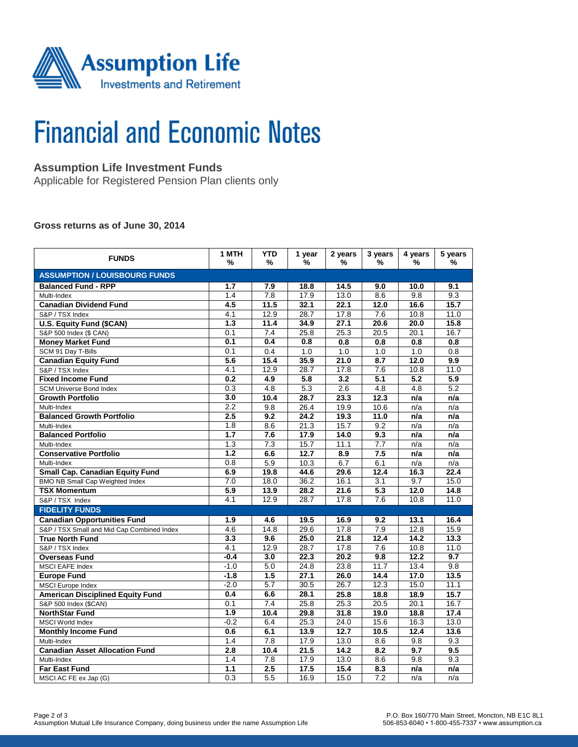Assumption Life
Investments and Retirement

# Financial and Economic Notes

## Assumption Life Investment Funds

Applicable for Registered Pension Plan clients only

**Gross returns as of June 30, 2014**

| FUNDS | 1 MTH % | YTD % | 1 year % | 2 years % | 3 years % | 4 years % | 5 years % |
|---|---|---|---|---|---|---|---|
| **ASSUMPTION / LOUISBOURG FUNDS** | | | | | | | |
| **Balanced Fund - RPP** | **1.7** | **7.9** | **18.8** | **14.5** | **9.0** | **10.0** | **9.1** |
| Multi-Index | 1.4 | 7.8 | 17.9 | 13.0 | 8.6 | 9.8 | 9.3 |
| **Canadian Dividend Fund** | **4.5** | **11.5** | **32.1** | **22.1** | **12.0** | **16.6** | **15.7** |
| S&P / TSX Index | 4.1 | 12.9 | 28.7 | 17.8 | 7.6 | 10.8 | 11.0 |
| **U.S. Equity Fund ($CAN)** | **1.3** | **11.4** | **34.9** | **27.1** | **20.6** | **20.0** | **15.8** |
| S&P 500 Index ($ CAN) | 0.1 | 7.4 | 25.8 | 25.3 | 20.5 | 20.1 | 16.7 |
| **Money Market Fund** | **0.1** | **0.4** | **0.8** | **0.8** | **0.8** | **0.8** | **0.8** |
| SCM 91 Day T-Bills | 0.1 | 0.4 | 1.0 | 1.0 | 1.0 | 1.0 | 0.8 |
| **Canadian Equity Fund** | **5.6** | **15.4** | **35.9** | **21.0** | **8.7** | **12.0** | **9.9** |
| S&P / TSX Index | 4.1 | 12.9 | 28.7 | 17.8 | 7.6 | 10.8 | 11.0 |
| **Fixed Income Fund** | **0.2** | **4.9** | **5.8** | **3.2** | **5.1** | **5.2** | **5.9** |
| SCM Universe Bond Index | 0.3 | 4.8 | 5.3 | 2.6 | 4.8 | 4.8 | 5.2 |
| **Growth Portfolio** | **3.0** | **10.4** | **28.7** | **23.3** | **12.3** | **n/a** | **n/a** |
| Multi-Index | 2.2 | 9.8 | 26.4 | 19.9 | 10.6 | n/a | n/a |
| **Balanced Growth Portfolio** | **2.5** | **9.2** | **24.2** | **19.3** | **11.0** | **n/a** | **n/a** |
| Multi-Index | 1.8 | 8.6 | 21.3 | 15.7 | 9.2 | n/a | n/a |
| **Balanced Portfolio** | **1.7** | **7.6** | **17.9** | **14.0** | **9.3** | **n/a** | **n/a** |
| Multi-Index | 1.3 | 7.3 | 15.7 | 11.1 | 7.7 | n/a | n/a |
| **Conservative Portfolio** | **1.2** | **6.6** | **12.7** | **8.9** | **7.5** | **n/a** | **n/a** |
| Multi-Index | 0.8 | 5.9 | 10.3 | 6.7 | 6.1 | n/a | n/a |
| **Small Cap. Canadian Equity Fund** | **6.9** | **19.8** | **44.6** | **29.6** | **12.4** | **16.3** | **22.4** |
| BMO NB Small Cap Weighted Index | 7.0 | 18.0 | 36.2 | 16.1 | 3.1 | 9.7 | 15.0 |
| **TSX Momentum** | **5.9** | **13.9** | **28.2** | **21.6** | **5.3** | **12.0** | **14.8** |
| S&P / TSX Index | 4.1 | 12.9 | 28.7 | 17.8 | 7.6 | 10.8 | 11.0 |
| **FIDELITY FUNDS** | | | | | | | |
| **Canadian Opportunities Fund** | **1.9** | **4.6** | **19.5** | **16.9** | **9.2** | **13.1** | **16.4** |
| S&P / TSX Small and Mid Cap Combined Index | 4.6 | 14.8 | 29.6 | 17.8 | 7.9 | 12.8 | 15.9 |
| **True North Fund** | **3.3** | **9.6** | **25.0** | **21.8** | **12.4** | **14.2** | **13.3** |
| S&P / TSX Index | 4.1 | 12.9 | 28.7 | 17.8 | 7.6 | 10.8 | 11.0 |
| **Overseas Fund** | **-0.4** | **3.0** | **22.3** | **20.2** | **9.8** | **12.2** | **9.7** |
| MSCI EAFE Index | -1.0 | 5.0 | 24.8 | 23.8 | 11.7 | 13.4 | 9.8 |
| **Europe Fund** | **-1.8** | **1.5** | **27.1** | **26.0** | **14.4** | **17.0** | **13.5** |
| MSCI Europe Index | -2.0 | 5.7 | 30.5 | 26.7 | 12.3 | 15.0 | 11.1 |
| **American Disciplined Equity Fund** | **0.4** | **6.6** | **28.1** | **25.8** | **18.8** | **18.9** | **15.7** |
| S&P 500 Index ($CAN) | 0.1 | 7.4 | 25.8 | 25.3 | 20.5 | 20.1 | 16.7 |
| **NorthStar Fund** | **1.9** | **10.4** | **29.8** | **31.8** | **19.0** | **18.8** | **17.4** |
| MSCI World Index | -0.2 | 6.4 | 25.3 | 24.0 | 15.6 | 16.3 | 13.0 |
| **Monthly Income Fund** | **0.6** | **6.1** | **13.9** | **12.7** | **10.5** | **12.4** | **13.6** |
| Multi-Index | 1.4 | 7.8 | 17.9 | 13.0 | 8.6 | 9.8 | 9.3 |
| **Canadian Asset Allocation Fund** | **2.8** | **10.4** | **21.5** | **14.2** | **8.2** | **9.7** | **9.5** |
| Multi-Index | 1.4 | 7.8 | 17.9 | 13.0 | 8.6 | 9.8 | 9.3 |
| **Far East Fund** | **1.1** | **2.5** | **17.5** | **15.4** | **8.3** | **n/a** | **n/a** |
| MSCI AC FE ex Jap (G) | 0.3 | 5.5 | 16.9 | 15.0 | 7.2 | n/a | n/a |

Assumption Mutual Life Insurance Company, doing business under the name Assumption Life

P.O. Box 160/770 Main Street, Moncton, NB E1C 8L1
506-853-6040 • 1-800-455-7337 • www.assumption.ca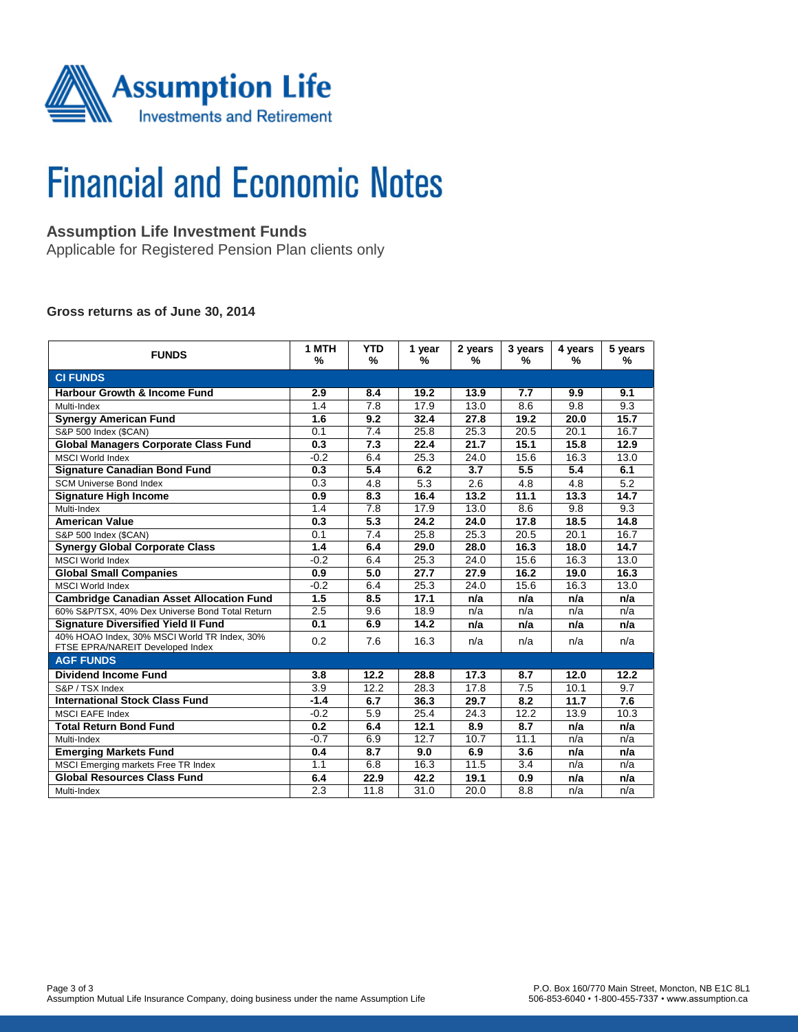# Financial and Economic Notes

## Assumption Life Investment Funds

Applicable for Registered Pension Plan clients only

**Gross returns as of June 30, 2014**

| FUNDS | 1 MTH % | YTD % | 1 year % | 2 years % | 3 years % | 4 years % | 5 years % |
|---|---|---|---|---|---|---|---|
| **CI FUNDS** | | | | | | | |
| **Harbour Growth & Income Fund** | **2.9** | **8.4** | **19.2** | **13.9** | **7.7** | **9.9** | **9.1** |
| Multi-Index | 1.4 | 7.8 | 17.9 | 13.0 | 8.6 | 9.8 | 9.3 |
| **Synergy American Fund** | **1.6** | **9.2** | **32.4** | **27.8** | **19.2** | **20.0** | **15.7** |
| S&P 500 Index ($CAN) | 0.1 | 7.4 | 25.8 | 25.3 | 20.5 | 20.1 | 16.7 |
| **Global Managers Corporate Class Fund** | **0.3** | **7.3** | **22.4** | **21.7** | **15.1** | **15.8** | **12.9** |
| MSCI World Index | -0.2 | 6.4 | 25.3 | 24.0 | 15.6 | 16.3 | 13.0 |
| **Signature Canadian Bond Fund** | **0.3** | **5.4** | **6.2** | **3.7** | **5.5** | **5.4** | **6.1** |
| SCM Universe Bond Index | 0.3 | 4.8 | 5.3 | 2.6 | 4.8 | 4.8 | 5.2 |
| **Signature High Income** | **0.9** | **8.3** | **16.4** | **13.2** | **11.1** | **13.3** | **14.7** |
| Multi-Index | 1.4 | 7.8 | 17.9 | 13.0 | 8.6 | 9.8 | 9.3 |
| **American Value** | **0.3** | **5.3** | **24.2** | **24.0** | **17.8** | **18.5** | **14.8** |
| S&P 500 Index ($CAN) | 0.1 | 7.4 | 25.8 | 25.3 | 20.5 | 20.1 | 16.7 |
| **Synergy Global Corporate Class** | **1.4** | **6.4** | **29.0** | **28.0** | **16.3** | **18.0** | **14.7** |
| MSCI World Index | -0.2 | 6.4 | 25.3 | 24.0 | 15.6 | 16.3 | 13.0 |
| **Global Small Companies** | **0.9** | **5.0** | **27.7** | **27.9** | **16.2** | **19.0** | **16.3** |
| MSCI World Index | -0.2 | 6.4 | 25.3 | 24.0 | 15.6 | 16.3 | 13.0 |
| **Cambridge Canadian Asset Allocation Fund** | **1.5** | **8.5** | **17.1** | **n/a** | **n/a** | **n/a** | **n/a** |
| 60% S&P/TSX, 40% Dex Universe Bond Total Return | 2.5 | 9.6 | 18.9 | n/a | n/a | n/a | n/a |
| **Signature Diversified Yield II Fund** | **0.1** | **6.9** | **14.2** | **n/a** | **n/a** | **n/a** | **n/a** |
| 40% HOAO Index, 30% MSCI World TR Index, 30% FTSE EPRA/NAREIT Developed Index | 0.2 | 7.6 | 16.3 | n/a | n/a | n/a | n/a |
| **AGF FUNDS** | | | | | | | |
| **Dividend Income Fund** | **3.8** | **12.2** | **28.8** | **17.3** | **8.7** | **12.0** | **12.2** |
| S&P / TSX Index | 3.9 | 12.2 | 28.3 | 17.8 | 7.5 | 10.1 | 9.7 |
| **International Stock Class Fund** | **-1.4** | **6.7** | **36.3** | **29.7** | **8.2** | **11.7** | **7.6** |
| MSCI EAFE Index | -0.2 | 5.9 | 25.4 | 24.3 | 12.2 | 13.9 | 10.3 |
| **Total Return Bond Fund** | **0.2** | **6.4** | **12.1** | **8.9** | **8.7** | **n/a** | **n/a** |
| Multi-Index | -0.7 | 6.9 | 12.7 | 10.7 | 11.1 | n/a | n/a |
| **Emerging Markets Fund** | **0.4** | **8.7** | **9.0** | **6.9** | **3.6** | **n/a** | **n/a** |
| MSCI Emerging markets Free TR Index | 1.1 | 6.8 | 16.3 | 11.5 | 3.4 | n/a | n/a |
| **Global Resources Class Fund** | **6.4** | **22.9** | **42.2** | **19.1** | **0.9** | **n/a** | **n/a** |
| Multi-Index | 2.3 | 11.8 | 31.0 | 20.0 | 8.8 | n/a | n/a |

Assumption Mutual Life Insurance Company, doing business under the name Assumption Life

P.O. Box 160/770 Main Street, Moncton, NB E1C 8L1
506-853-6040 • 1-800-455-7337 • www.assumption.ca